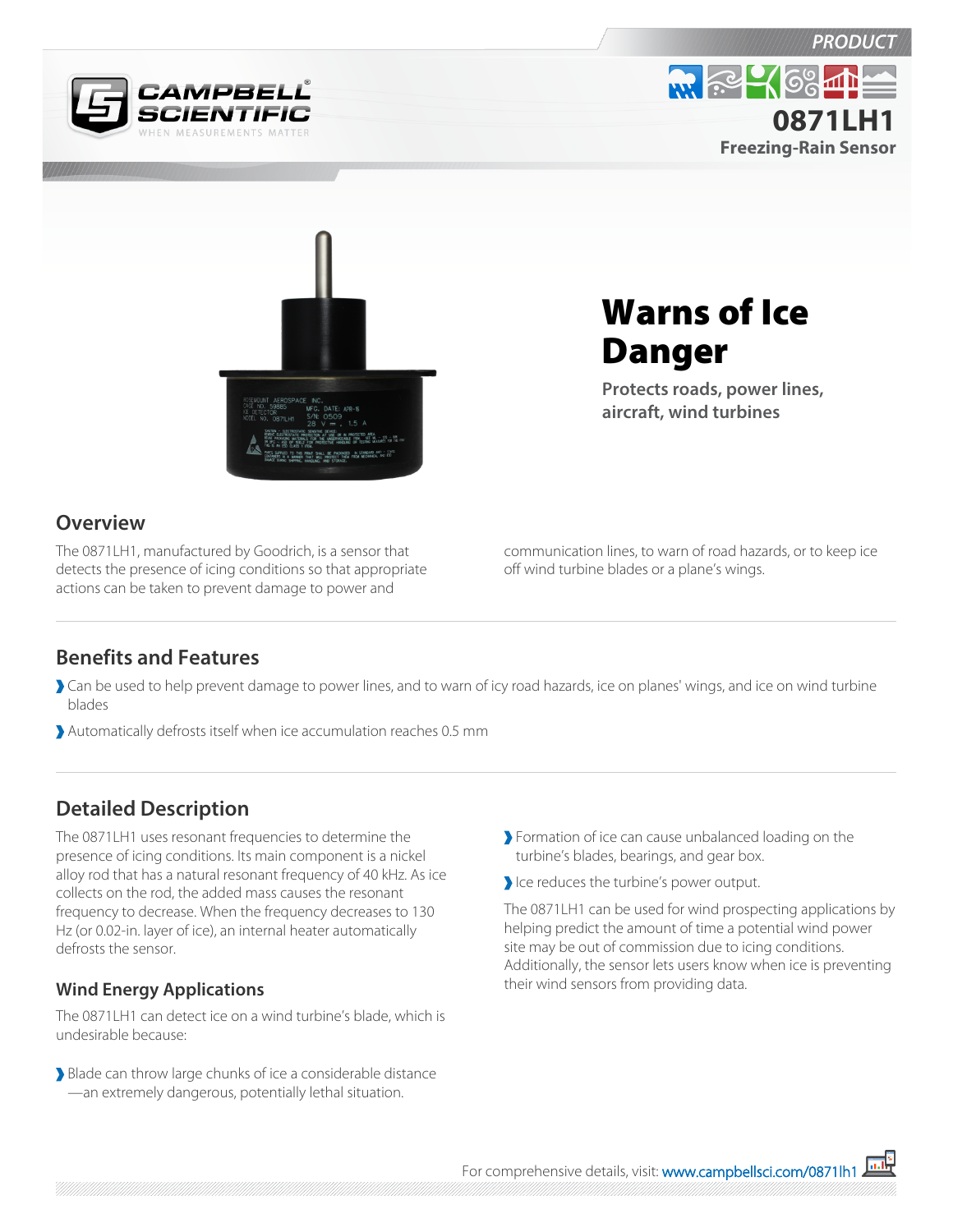PRODUCT

# 0871LH1

**Freezing-Rain Sensor**

## Warns of Ice Danger

**Protects roads, power lines, aircraft, wind turbines**

## Overview

The 0871LH1, manufactured by Goodrich, is a sensor that detects the presence of icing conditions so that appropriate actions can be taken to prevent damage to power and communication lines, to warn of road hazards, or to keep ice off wind turbine blades or a plane's wings.

## Benefits and Features

- Can be used to help prevent damage to power lines, and to warn of icy road hazards, ice on planes' wings, and ice on wind turbine blades
- Automatically defrosts itself when ice accumulation reaches 0.5 mm

## Detailed Description

The 0871LH1 uses resonant frequencies to determine the presence of icing conditions. Its main component is a nickel alloy rod that has a natural resonant frequency of 40 kHz. As ice collects on the rod, the added mass causes the resonant frequency to decrease. When the frequency decreases to 130 Hz (or 0.02-in. layer of ice), an internal heater automatically defrosts the sensor.

### Wind Energy Applications

The 0871LH1 can detect ice on a wind turbine's blade, which is undesirable because:

- Blade can throw large chunks of ice a considerable distance—an extremely dangerous, potentially lethal situation.
- Formation of ice can cause unbalanced loading on the turbine's blades, bearings, and gear box.
- Ice reduces the turbine's power output.

The 0871LH1 can be used for wind prospecting applications by helping predict the amount of time a potential wind power site may be out of commission due to icing conditions. Additionally, the sensor lets users know when ice is preventing their wind sensors from providing data.

For comprehensive details, visit: www.campbellsci.com/0871lh1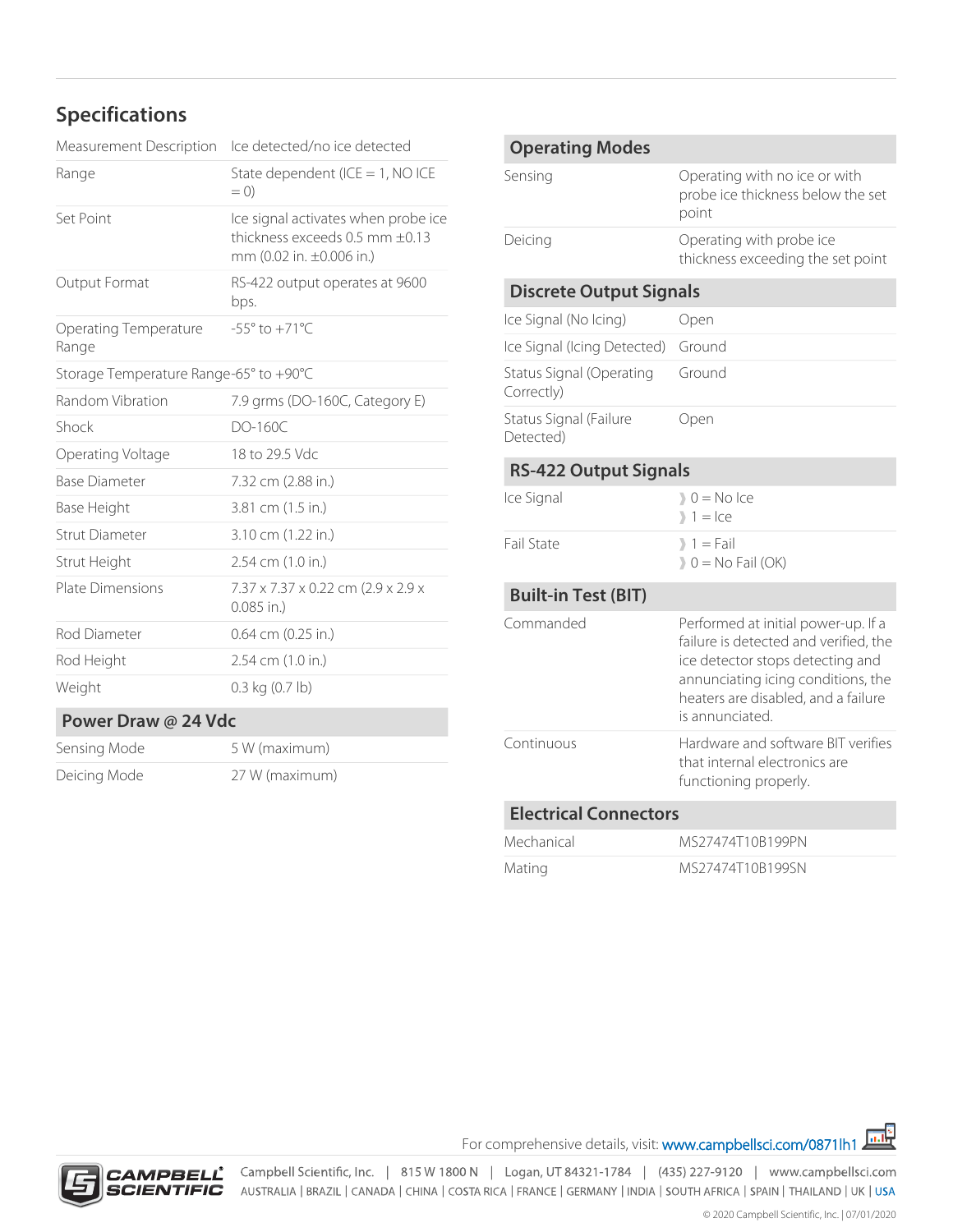## Specifications

| | |
|---|---|
| Measurement Description | Ice detected/no ice detected |
| Range | State dependent (ICE = 1, NO ICE = 0) |
| Set Point | Ice signal activates when probe ice thickness exceeds 0.5 mm ±0.13 mm (0.02 in. ±0.006 in.) |
| Output Format | RS-422 output operates at 9600 bps. |
| Operating Temperature Range | -55° to +71°C |
| Storage Temperature Range | -65° to +90°C |
| Random Vibration | 7.9 grms (DO-160C, Category E) |
| Shock | DO-160C |
| Operating Voltage | 18 to 29.5 Vdc |
| Base Diameter | 7.32 cm (2.88 in.) |
| Base Height | 3.81 cm (1.5 in.) |
| Strut Diameter | 3.10 cm (1.22 in.) |
| Strut Height | 2.54 cm (1.0 in.) |
| Plate Dimensions | 7.37 x 7.37 x 0.22 cm (2.9 x 2.9 x 0.085 in.) |
| Rod Diameter | 0.64 cm (0.25 in.) |
| Rod Height | 2.54 cm (1.0 in.) |
| Weight | 0.3 kg (0.7 lb) |

### Power Draw @ 24 Vdc

| | |
|---|---|
| Sensing Mode | 5 W (maximum) |
| Deicing Mode | 27 W (maximum) |

### Operating Modes

| | |
|---|---|
| Sensing | Operating with no ice or with probe ice thickness below the set point |
| Deicing | Operating with probe ice thickness exceeding the set point |

### Discrete Output Signals

| | |
|---|---|
| Ice Signal (No Icing) | Open |
| Ice Signal (Icing Detected) | Ground |
| Status Signal (Operating Correctly) | Ground |
| Status Signal (Failure Detected) | Open |

### RS-422 Output Signals

| | |
|---|---|
| Ice Signal | 0 = No Ice<br>1 = Ice |
| Fail State | 1 = Fail<br>0 = No Fail (OK) |

### Built-in Test (BIT)

| | |
|---|---|
| Commanded | Performed at initial power-up. If a failure is detected and verified, the ice detector stops detecting and annunciating icing conditions, the heaters are disabled, and a failure is annunciated. |
| Continuous | Hardware and software BIT verifies that internal electronics are functioning properly. |

### Electrical Connectors

| | |
|---|---|
| Mechanical | MS27474T10B199PN |
| Mating | MS27474T10B199SN |

For comprehensive details, visit: www.campbellsci.com/0871lh1

Campbell Scientific, Inc. | 815 W 1800 N | Logan, UT 84321-1784 | (435) 227-9120 | www.campbellsci.com

AUSTRALIA | BRAZIL | CANADA | CHINA | COSTA RICA | FRANCE | GERMANY | INDIA | SOUTH AFRICA | SPAIN | THAILAND | UK | USA

© 2020 Campbell Scientific, Inc. | 07/01/2020